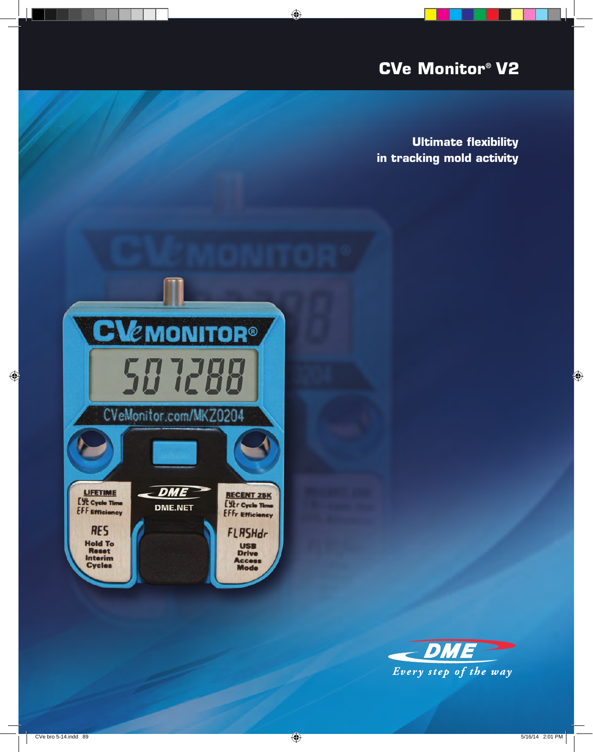# CVe Monitor® V2

**Ultimate flexibility in tracking mold activity**

*Every step of the way*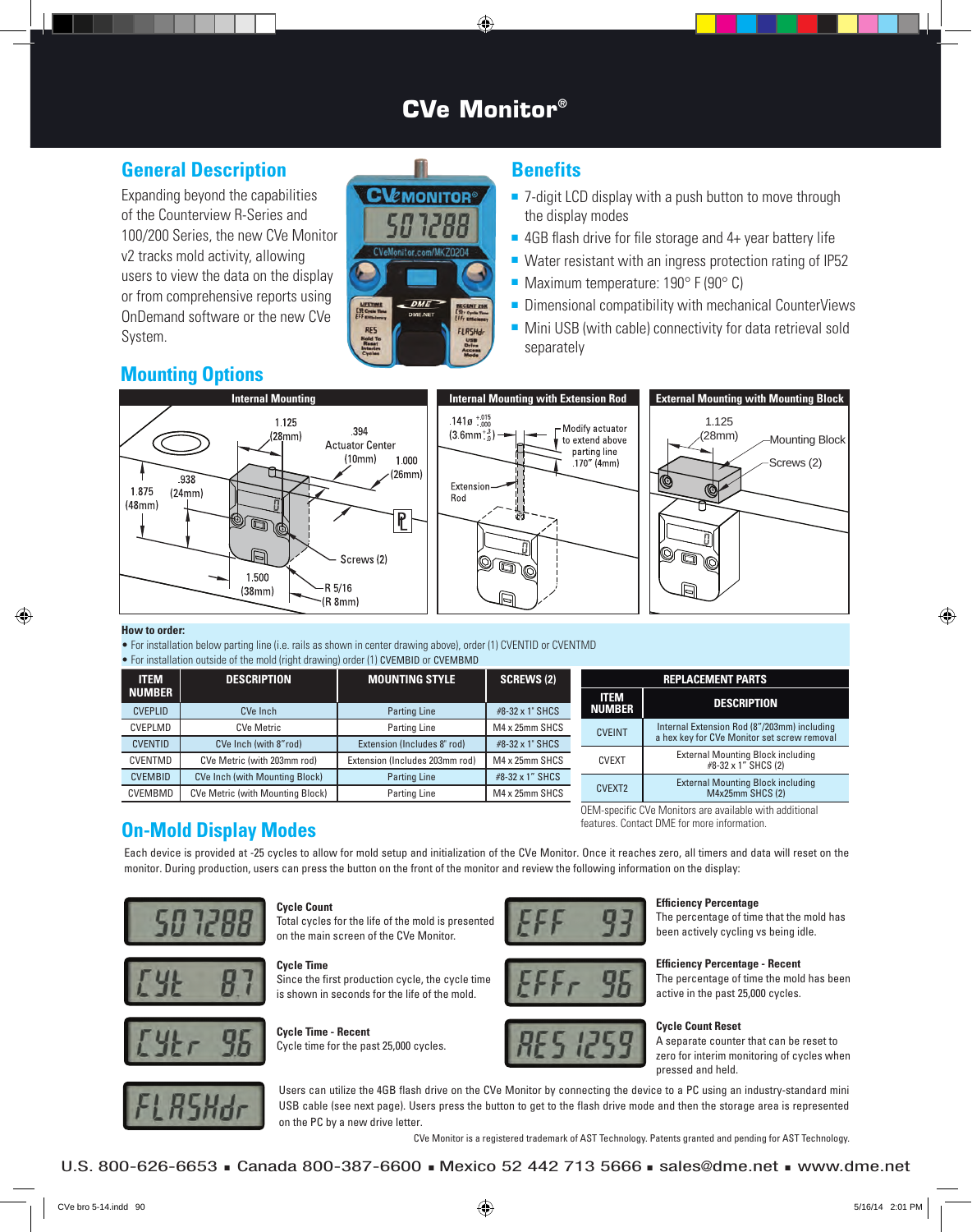# CVe Monitor®

## General Description

Expanding beyond the capabilities of the Counterview R-Series and 100/200 Series, the new CVe Monitor v2 tracks mold activity, allowing users to view the data on the display or from comprehensive reports using OnDemand software or the new CVe System.

## Benefits

- 7-digit LCD display with a push button to move through the display modes
- 4GB flash drive for file storage and 4+ year battery life
- Water resistant with an ingress protection rating of IP52
- Maximum temperature: 190° F (90° C)
- Dimensional compatibility with mechanical CounterViews
- Mini USB (with cable) connectivity for data retrieval sold separately

## Mounting Options

**Internal Mounting** — 1.125 (28mm); .394 Actuator Center (10mm); 1.000 (26mm); .938 (24mm); 1.875 (48mm); Screws (2); 1.500 (38mm); R 5/16 (R 8mm)

**Internal Mounting with Extension Rod** — .141ø $^{+.015}_{.000}$ (3.6mm $^{+.3}_{.0}$); Modify actuator to extend above parting line .170" (4mm); Extension Rod

**External Mounting with Mounting Block** — 1.125 (28mm); Mounting Block; Screws (2)

**How to order:**

- For installation below parting line (i.e. rails as shown in center drawing above), order (1) CVENTID or CVENTMD
- For installation outside of the mold (right drawing) order (1) CVEMBID or CVEMBMD

| ITEM NUMBER | DESCRIPTION | MOUNTING STYLE | SCREWS (2) |
|---|---|---|---|
| CVEPLID | CVe Inch | Parting Line | #8-32 x 1" SHCS |
| CVEPLMD | CVe Metric | Parting Line | M4 x 25mm SHCS |
| CVENTID | CVe Inch (with 8"rod) | Extension (Includes 8" rod) | #8-32 x 1" SHCS |
| CVENTMD | CVe Metric (with 203mm rod) | Extension (Includes 203mm rod) | M4 x 25mm SHCS |
| CVEMBID | CVe Inch (with Mounting Block) | Parting Line | #8-32 x 1" SHCS |
| CVEMBMD | CVe Metric (with Mounting Block) | Parting Line | M4 x 25mm SHCS |

**REPLACEMENT PARTS**

| ITEM NUMBER | DESCRIPTION |
|---|---|
| CVEINT | Internal Extension Rod (8"/203mm) including a hex key for CVe Monitor set screw removal |
| CVEXT | External Mounting Block including #8-32 x 1" SHCS (2) |
| CVEXT2 | External Mounting Block including M4x25mm SHCS (2) |

OEM-specific CVe Monitors are available with additional features. Contact DME for more information.

## On-Mold Display Modes

Each device is provided at -25 cycles to allow for mold setup and initialization of the CVe Monitor. Once it reaches zero, all timers and data will reset on the monitor. During production, users can press the button on the front of the monitor and review the following information on the display:

**Cycle Count** (507288)
Total cycles for the life of the mold is presented on the main screen of the CVe Monitor.

**Cycle Time** (CYt 8.7)
Since the first production cycle, the cycle time is shown in seconds for the life of the mold.

**Cycle Time - Recent** (CYtr 9.6)
Cycle time for the past 25,000 cycles.

**Efficiency Percentage** (EFF 93)
The percentage of time that the mold has been actively cycling vs being idle.

**Efficiency Percentage - Recent** (EFFr 96)
The percentage of time the mold has been active in the past 25,000 cycles.

**Cycle Count Reset** (RES 1259)
A separate counter that can be reset to zero for interim monitoring of cycles when pressed and held.

(FLASHdr)
Users can utilize the 4GB flash drive on the CVe Monitor by connecting the device to a PC using an industry-standard mini USB cable (see next page). Users press the button to get to the flash drive mode and then the storage area is represented on the PC by a new drive letter.

CVe Monitor is a registered trademark of AST Technology. Patents granted and pending for AST Technology.

U.S. 800-626-6653 ▪ Canada 800-387-6600 ▪ Mexico 52 442 713 5666 ▪ sales@dme.net ▪ www.dme.net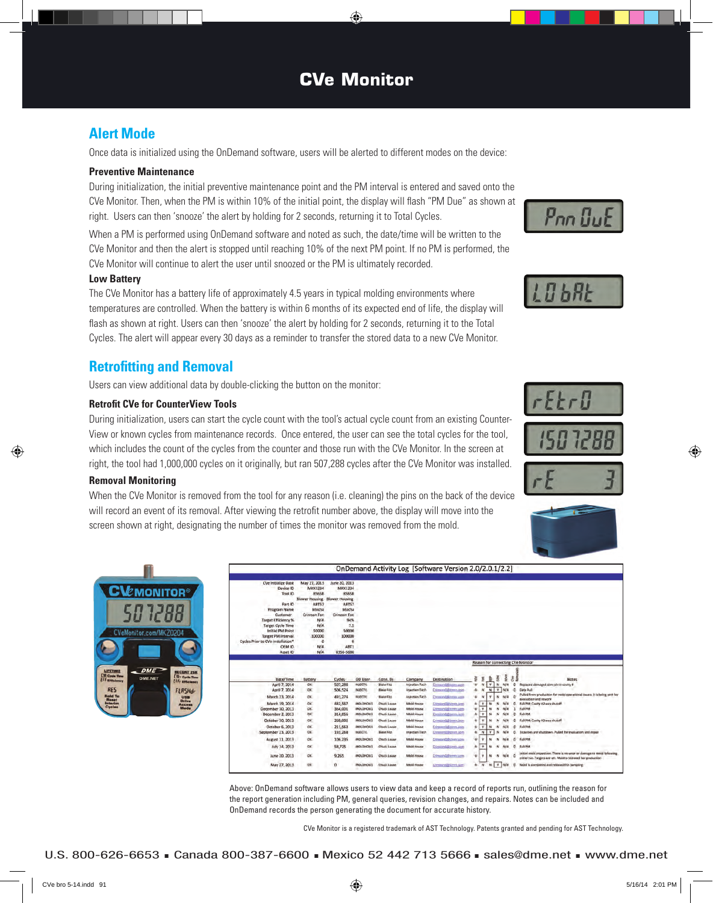# CVe Monitor

## Alert Mode

Once data is initialized using the OnDemand software, users will be alerted to different modes on the device:

### Preventive Maintenance

During initialization, the initial preventive maintenance point and the PM interval is entered and saved onto the CVe Monitor. Then, when the PM is within 10% of the initial point, the display will flash "PM Due" as shown at right. Users can then 'snooze' the alert by holding for 2 seconds, returning it to Total Cycles.

When a PM is performed using OnDemand software and noted as such, the date/time will be written to the CVe Monitor and then the alert is stopped until reaching 10% of the next PM point. If no PM is performed, the CVe Monitor will continue to alert the user until snoozed or the PM is ultimately recorded.

### Low Battery

The CVe Monitor has a battery life of approximately 4.5 years in typical molding environments where temperatures are controlled. When the battery is within 6 months of its expected end of life, the display will flash as shown at right. Users can then 'snooze' the alert by holding for 2 seconds, returning it to the Total Cycles. The alert will appear every 30 days as a reminder to transfer the stored data to a new CVe Monitor.

## Retrofitting and Removal

Users can view additional data by double-clicking the button on the monitor:

### Retrofit CVe for CounterView Tools

During initialization, users can start the cycle count with the tool's actual cycle count from an existing CounterView or known cycles from maintenance records. Once entered, the user can see the total cycles for the tool, which includes the count of the cycles from the counter and those run with the CVe Monitor. In the screen at right, the tool had 1,000,000 cycles on it originally, but ran 507,288 cycles after the CVe Monitor was installed.

### Removal Monitoring

When the CVe Monitor is removed from the tool for any reason (i.e. cleaning) the pins on the back of the device will record an event of its removal. After viewing the retrofit number above, the display will move into the screen shown at right, designating the number of times the monitor was removed from the mold.

Above: OnDemand software allows users to view data and keep a record of reports run, outlining the reason for the report generation including PM, general queries, revision changes, and repairs. Notes can be included and OnDemand records the person generating the document for accurate history.

CVe Monitor is a registered trademark of AST Technology. Patents granted and pending for AST Technology.

U.S. 800-626-6653 ▪ Canada 800-387-6600 ▪ Mexico 52 442 713 5666 ▪ sales@dme.net ▪ www.dme.net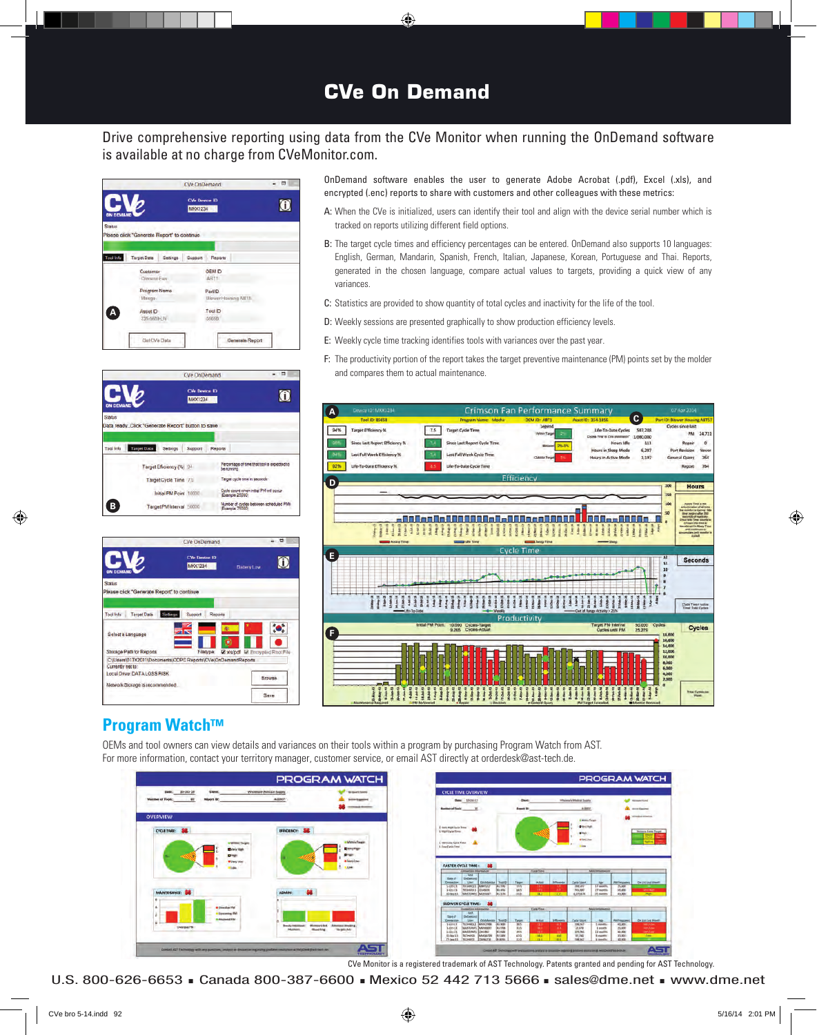# CVe On Demand

Drive comprehensive reporting using data from the CVe Monitor when running the OnDemand software is available at no charge from CVeMonitor.com.

OnDemand software enables the user to generate Adobe Acrobat (.pdf), Excel (.xls), and encrypted (.enc) reports to share with customers and other colleagues with these metrics:

A: When the CVe is initialized, users can identify their tool and align with the device serial number which is tracked on reports utilizing different field options.

B: The target cycle times and efficiency percentages can be entered. OnDemand also supports 10 languages: English, German, Mandarin, Spanish, French, Italian, Japanese, Korean, Portuguese and Thai. Reports, generated in the chosen language, compare actual values to targets, providing a quick view of any variances.

C: Statistics are provided to show quantity of total cycles and inactivity for the life of the tool.

D: Weekly sessions are presented graphically to show production efficiency levels.

E: Weekly cycle time tracking identifies tools with variances over the past year.

F: The productivity portion of the report takes the target preventive maintenance (PM) points set by the molder and compares them to actual maintenance.

## Program Watch™

OEMs and tool owners can view details and variances on their tools within a program by purchasing Program Watch from AST.
For more information, contact your territory manager, customer service, or email AST directly at orderdesk@ast-tech.de.

CVe Monitor is a registered trademark of AST Technology. Patents granted and pending for AST Technology.

U.S. 800-626-6653 ▪ Canada 800-387-6600 ▪ Mexico 52 442 713 5666 ▪ sales@dme.net ▪ www.dme.net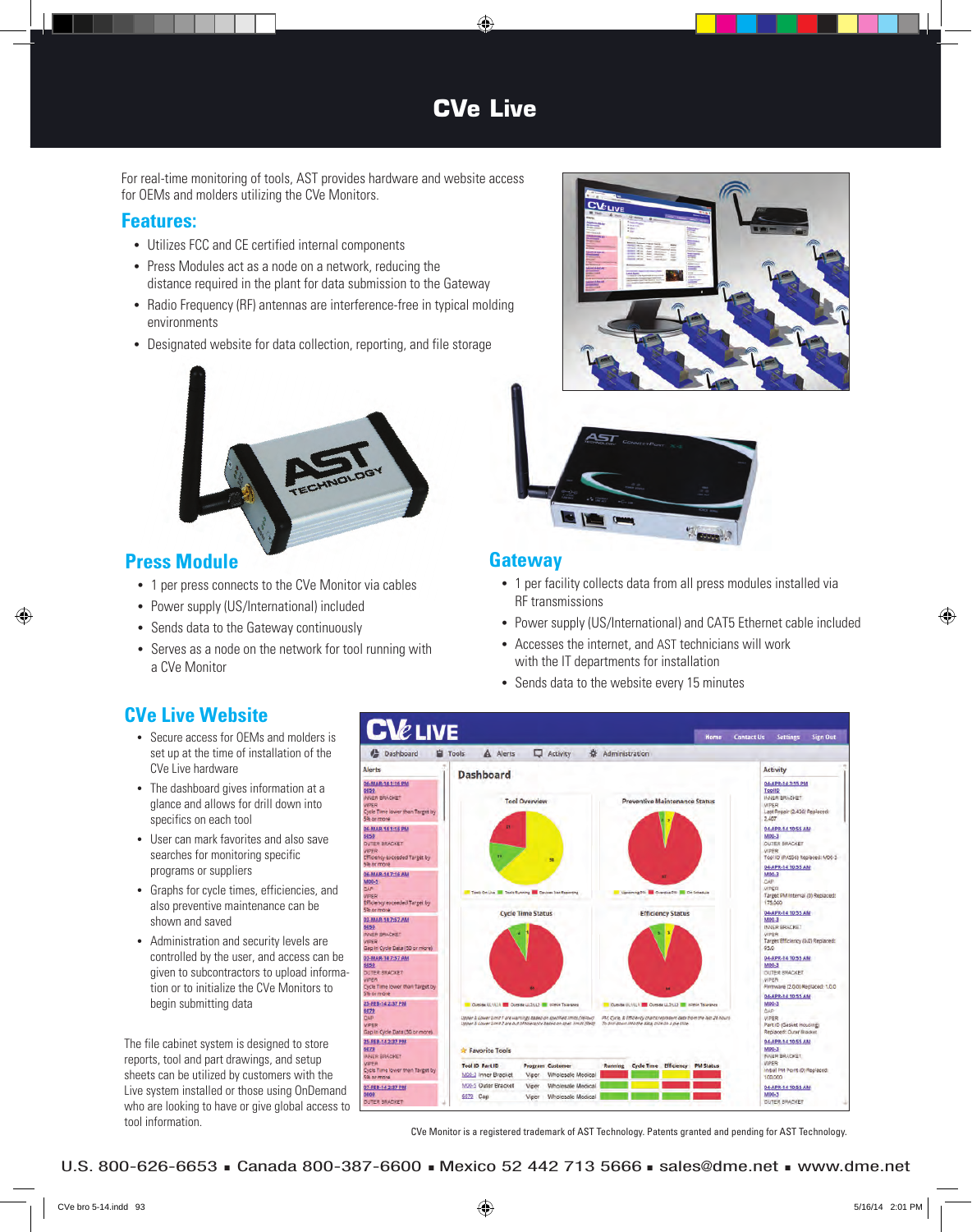# CVe Live

For real-time monitoring of tools, AST provides hardware and website access for OEMs and molders utilizing the CVe Monitors.

## Features:

- Utilizes FCC and CE certified internal components
- Press Modules act as a node on a network, reducing the distance required in the plant for data submission to the Gateway
- Radio Frequency (RF) antennas are interference-free in typical molding environments
- Designated website for data collection, reporting, and file storage

## Press Module

- 1 per press connects to the CVe Monitor via cables
- Power supply (US/International) included
- Sends data to the Gateway continuously
- Serves as a node on the network for tool running with a CVe Monitor

## Gateway

- 1 per facility collects data from all press modules installed via RF transmissions
- Power supply (US/International) and CAT5 Ethernet cable included
- Accesses the internet, and AST technicians will work with the IT departments for installation
- Sends data to the website every 15 minutes

## CVe Live Website

- Secure access for OEMs and molders is set up at the time of installation of the CVe Live hardware
- The dashboard gives information at a glance and allows for drill down into specifics on each tool
- User can mark favorites and also save searches for monitoring specific programs or suppliers
- Graphs for cycle times, efficiencies, and also preventive maintenance can be shown and saved
- Administration and security levels are controlled by the user, and access can be given to subcontractors to upload information or to initialize the CVe Monitors to begin submitting data

The file cabinet system is designed to store reports, tool and part drawings, and setup sheets can be utilized by customers with the Live system installed or those using OnDemand who are looking to have or give global access to tool information.

CVe Monitor is a registered trademark of AST Technology. Patents granted and pending for AST Technology.

U.S. 800-626-6653 ■ Canada 800-387-6600 ■ Mexico 52 442 713 5666 ■ sales@dme.net ■ www.dme.net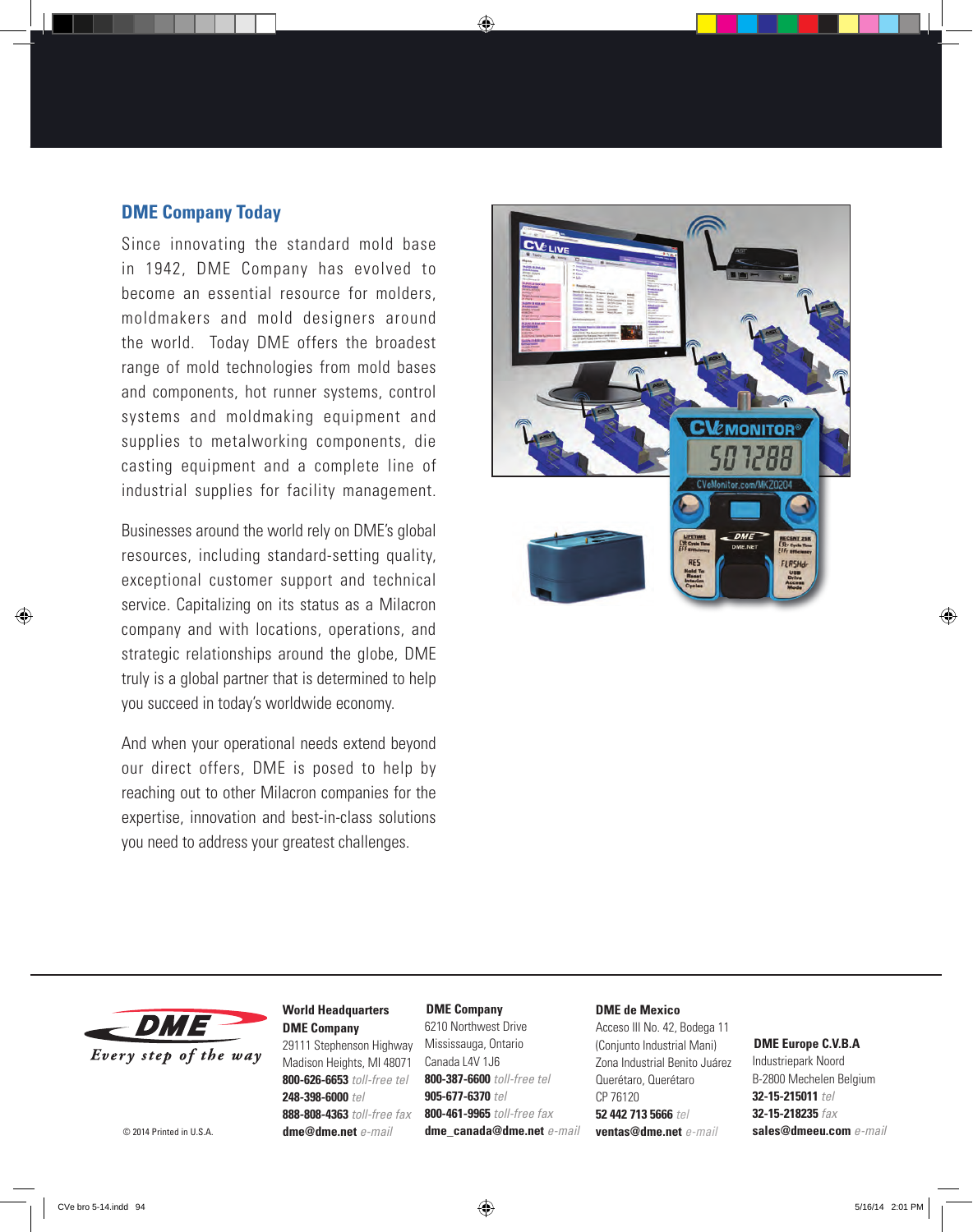## DME Company Today

Since innovating the standard mold base in 1942, DME Company has evolved to become an essential resource for molders, moldmakers and mold designers around the world. Today DME offers the broadest range of mold technologies from mold bases and components, hot runner systems, control systems and moldmaking equipment and supplies to metalworking components, die casting equipment and a complete line of industrial supplies for facility management.

Businesses around the world rely on DME's global resources, including standard-setting quality, exceptional customer support and technical service. Capitalizing on its status as a Milacron company and with locations, operations, and strategic relationships around the globe, DME truly is a global partner that is determined to help you succeed in today's worldwide economy.

And when your operational needs extend beyond our direct offers, DME is posed to help by reaching out to other Milacron companies for the expertise, innovation and best-in-class solutions you need to address your greatest challenges.

DME
*Every step of the way*

© 2014 Printed in U.S.A.

**World Headquarters**
**DME Company**
29111 Stephenson Highway
Madison Heights, MI 48071
**800-626-6653** *toll-free tel*
**248-398-6000** *tel*
**888-808-4363** *toll-free fax*
**dme@dme.net** *e-mail*

**DME Company**
6210 Northwest Drive
Mississauga, Ontario
Canada L4V 1J6
**800-387-6600** *toll-free tel*
**905-677-6370** *tel*
**800-461-9965** *toll-free fax*
**dme_canada@dme.net** *e-mail*

**DME de Mexico**
Acceso III No. 42, Bodega 11
(Conjunto Industrial Mani)
Zona Industrial Benito Juárez
Querétaro, Querétaro
CP 76120
**52 442 713 5666** *tel*
**ventas@dme.net** *e-mail*

**DME Europe C.V.B.A**
Industriepark Noord
B-2800 Mechelen Belgium
**32-15-215011** *tel*
**32-15-218235** *fax*
**sales@dmeeu.com** *e-mail*